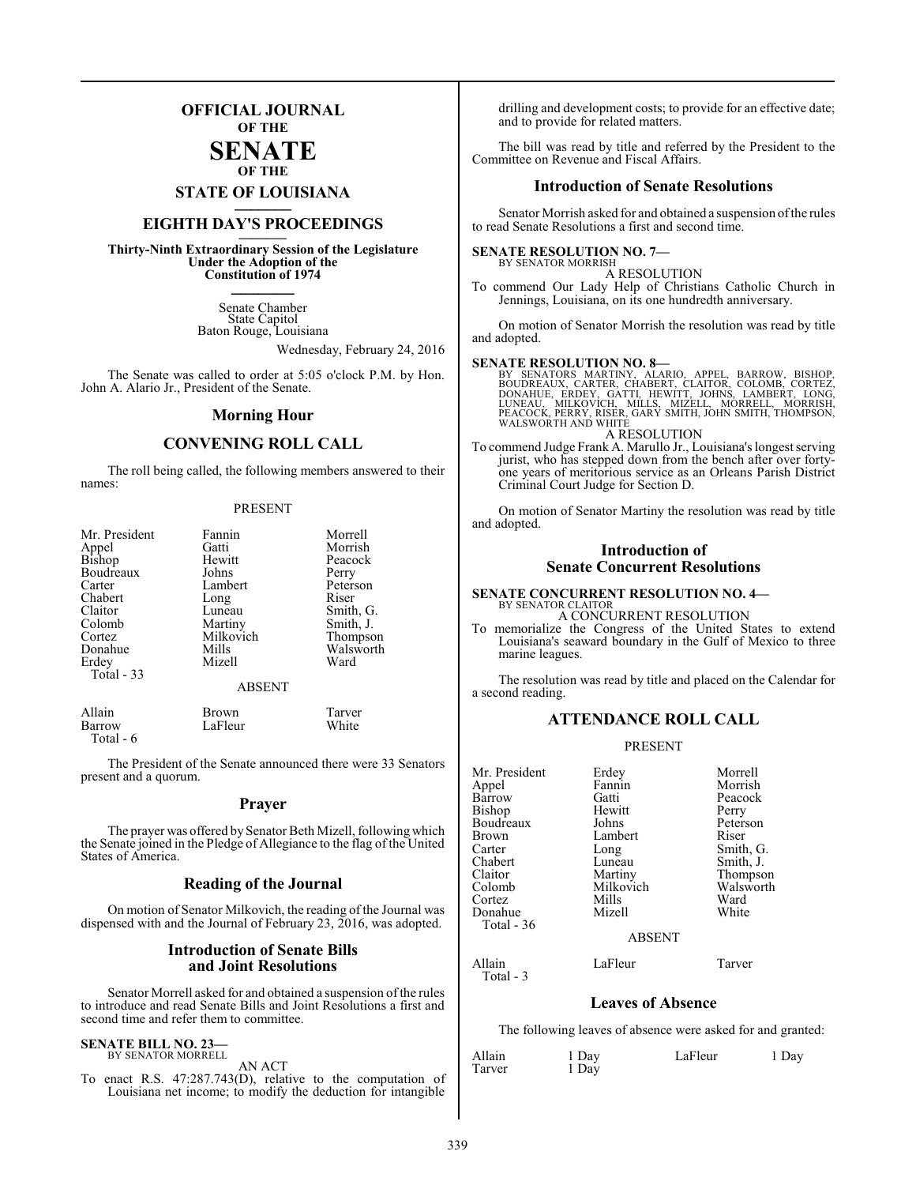# OFFICIAL JOURNAL
## OF THE
# SENATE
## OF THE
## STATE OF LOUISIANA

## EIGHTH DAY'S PROCEEDINGS

**Thirty-Ninth Extraordinary Session of the Legislature Under the Adoption of the Constitution of 1974**

Senate Chamber
State Capitol
Baton Rouge, Louisiana

Wednesday, February 24, 2016

The Senate was called to order at 5:05 o'clock P.M. by Hon. John A. Alario Jr., President of the Senate.

## Morning Hour

## CONVENING ROLL CALL

The roll being called, the following members answered to their names:

PRESENT

| | | |
|---|---|---|
| Mr. President | Fannin | Morrell |
| Appel | Gatti | Morrish |
| Bishop | Hewitt | Peacock |
| Boudreaux | Johns | Perry |
| Carter | Lambert | Peterson |
| Chabert | Long | Riser |
| Claitor | Luneau | Smith, G. |
| Colomb | Martiny | Smith, J. |
| Cortez | Milkovich | Thompson |
| Donahue | Mills | Walsworth |
| Erdey | Mizell | Ward |

Total - 33

ABSENT

| | | |
|---|---|---|
| Allain | Brown | Tarver |
| Barrow | LaFleur | White |

Total - 6

The President of the Senate announced there were 33 Senators present and a quorum.

## Prayer

The prayer was offered by Senator Beth Mizell, following which the Senate joined in the Pledge of Allegiance to the flag of the United States of America.

## Reading of the Journal

On motion of Senator Milkovich, the reading of the Journal was dispensed with and the Journal of February 23, 2016, was adopted.

## Introduction of Senate Bills and Joint Resolutions

Senator Morrell asked for and obtained a suspension of the rules to introduce and read Senate Bills and Joint Resolutions a first and second time and refer them to committee.

**SENATE BILL NO. 23—**
BY SENATOR MORRELL

AN ACT

To enact R.S. 47:287.743(D), relative to the computation of Louisiana net income; to modify the deduction for intangible drilling and development costs; to provide for an effective date; and to provide for related matters.

The bill was read by title and referred by the President to the Committee on Revenue and Fiscal Affairs.

## Introduction of Senate Resolutions

Senator Morrish asked for and obtained a suspension of the rules to read Senate Resolutions a first and second time.

**SENATE RESOLUTION NO. 7—**
BY SENATOR MORRISH

A RESOLUTION

To commend Our Lady Help of Christians Catholic Church in Jennings, Louisiana, on its one hundredth anniversary.

On motion of Senator Morrish the resolution was read by title and adopted.

**SENATE RESOLUTION NO. 8—**
BY SENATORS MARTINY, ALARIO, APPEL, BARROW, BISHOP, BOUDREAUX, CARTER, CHABERT, CLAITOR, COLOMB, CORTEZ, DONAHUE, ERDEY, GATTI, HEWITT, JOHNS, LAMBERT, LONG, LUNEAU, MILKOVICH, MILLS, MIZELL, MORRELL, MORRISH, PEACOCK, PERRY, RISER, GARY SMITH, JOHN SMITH, THOMPSON, WALSWORTH AND WHITE

A RESOLUTION

To commend Judge Frank A. Marullo Jr., Louisiana's longest serving jurist, who has stepped down from the bench after over forty-one years of meritorious service as an Orleans Parish District Criminal Court Judge for Section D.

On motion of Senator Martiny the resolution was read by title and adopted.

## Introduction of Senate Concurrent Resolutions

**SENATE CONCURRENT RESOLUTION NO. 4—**
BY SENATOR CLAITOR

A CONCURRENT RESOLUTION

To memorialize the Congress of the United States to extend Louisiana's seaward boundary in the Gulf of Mexico to three marine leagues.

The resolution was read by title and placed on the Calendar for a second reading.

## ATTENDANCE ROLL CALL

PRESENT

| | | |
|---|---|---|
| Mr. President | Erdey | Morrell |
| Appel | Fannin | Morrish |
| Barrow | Gatti | Peacock |
| Bishop | Hewitt | Perry |
| Boudreaux | Johns | Peterson |
| Brown | Lambert | Riser |
| Carter | Long | Smith, G. |
| Chabert | Luneau | Smith, J. |
| Claitor | Martiny | Thompson |
| Colomb | Milkovich | Walsworth |
| Cortez | Mills | Ward |
| Donahue | Mizell | White |

Total - 36

ABSENT

| | | |
|---|---|---|
| Allain | LaFleur | Tarver |

Total - 3

## Leaves of Absence

The following leaves of absence were asked for and granted:

| | | | |
|---|---|---|---|
| Allain | 1 Day | LaFleur | 1 Day |
| Tarver | 1 Day | | |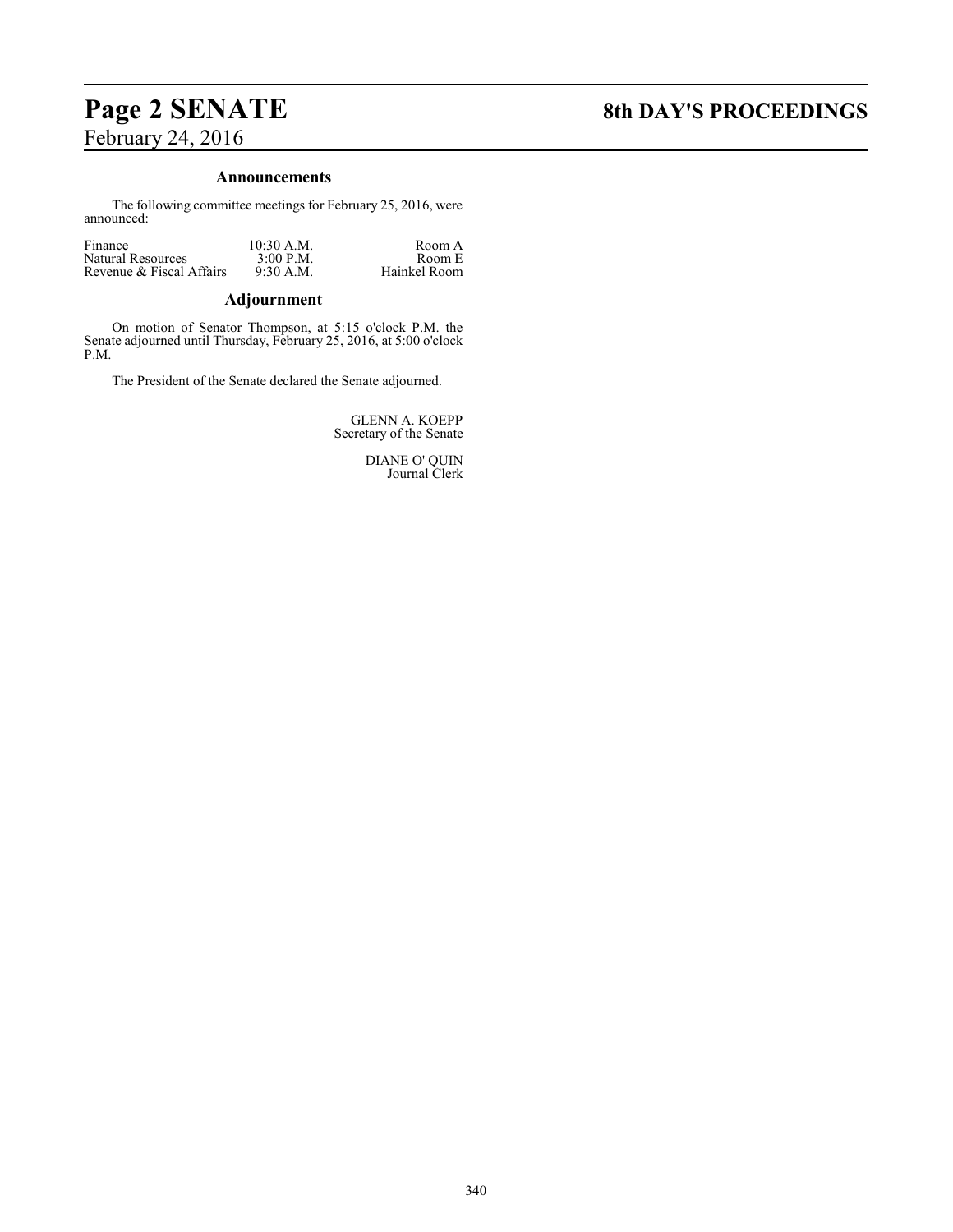### Announcements

The following committee meetings for February 25, 2016, were announced:

| | | |
|---|---|---|
| Finance | 10:30 A.M. | Room A |
| Natural Resources | 3:00 P.M. | Room E |
| Revenue & Fiscal Affairs | 9:30 A.M. | Hainkel Room |

### Adjournment

On motion of Senator Thompson, at 5:15 o'clock P.M. the Senate adjourned until Thursday, February 25, 2016, at 5:00 o'clock P.M.

The President of the Senate declared the Senate adjourned.

GLENN A. KOEPP
Secretary of the Senate

DIANE O' QUIN
Journal Clerk